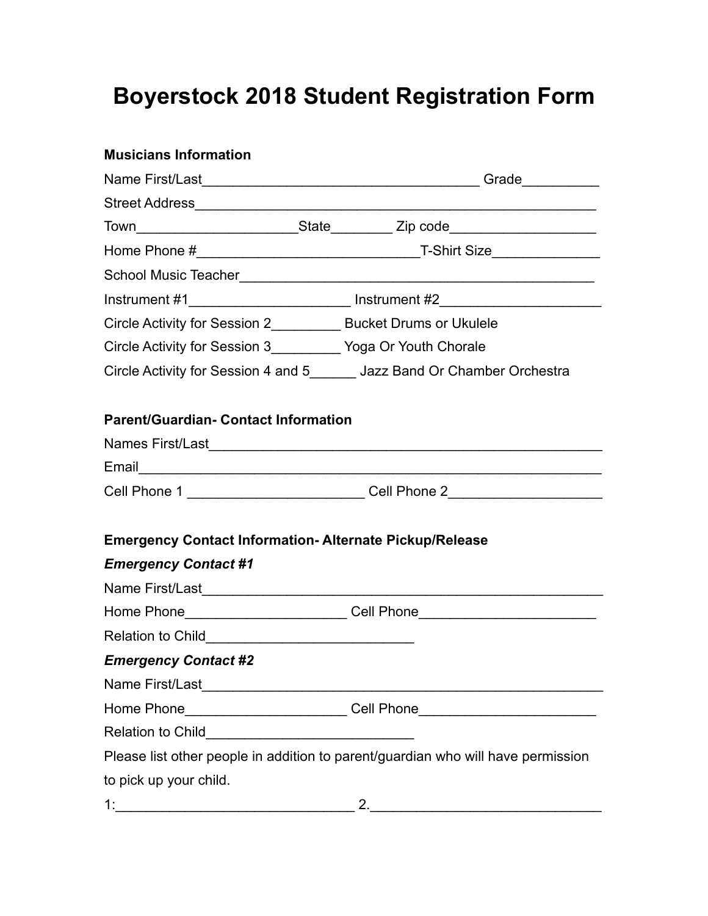# Boyerstock 2018 Student Registration Form

**Musicians Information**

Name First/Last____________________________________ Grade__________

Street Address____________________________________________________

Town____________________State________ Zip code___________________

Home Phone #_____________________________T-Shirt Size______________

School Music Teacher______________________________________________

Instrument #1____________________ Instrument #2____________________

Circle Activity for Session 2_________ Bucket Drums or Ukulele

Circle Activity for Session 3_________ Yoga Or Youth Chorale

Circle Activity for Session 4 and 5______ Jazz Band Or Chamber Orchestra

**Parent/Guardian- Contact Information**

Names First/Last__________________________________________________

Email___________________________________________________________

Cell Phone 1 ______________________ Cell Phone 2___________________

**Emergency Contact Information- Alternate Pickup/Release**

***Emergency Contact #1***

Name First/Last___________________________________________________

Home Phone____________________ Cell Phone______________________

Relation to Child__________________________

***Emergency Contact #2***

Name First/Last___________________________________________________

Home Phone____________________ Cell Phone______________________

Relation to Child__________________________

Please list other people in addition to parent/guardian who will have permission to pick up your child.

1:______________________________ 2.____________________________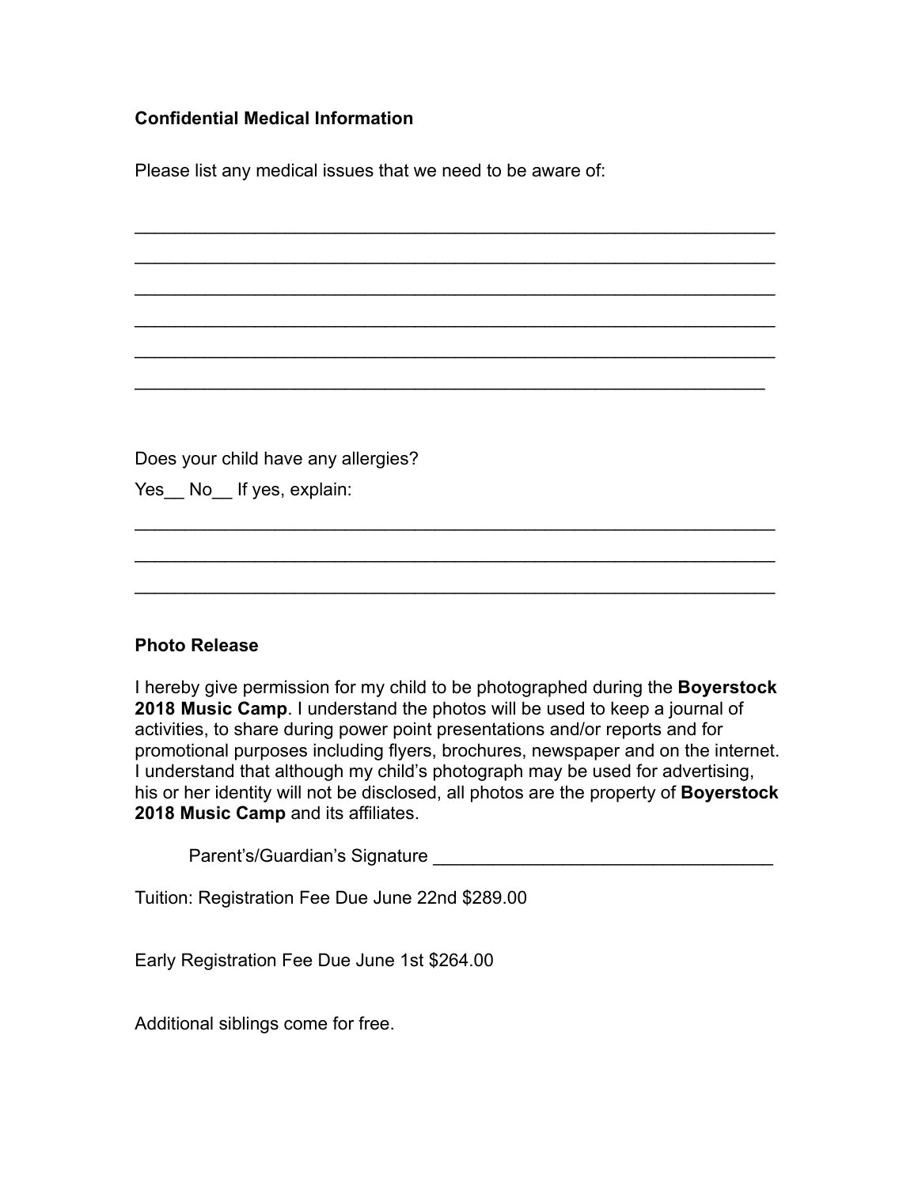**Confidential Medical Information**

Please list any medical issues that we need to be aware of:

_________________________________________________________________

_________________________________________________________________

_________________________________________________________________

_________________________________________________________________

_________________________________________________________________

________________________________________________________________

Does your child have any allergies?

Yes__ No__ If yes, explain:

_________________________________________________________________

_________________________________________________________________

_________________________________________________________________

**Photo Release**

I hereby give permission for my child to be photographed during the **Boyerstock 2018 Music Camp**. I understand the photos will be used to keep a journal of activities, to share during power point presentations and/or reports and for promotional purposes including flyers, brochures, newspaper and on the internet. I understand that although my child's photograph may be used for advertising, his or her identity will not be disclosed, all photos are the property of **Boyerstock 2018 Music Camp** and its affiliates.

Parent's/Guardian's Signature ___________________________________

Tuition: Registration Fee Due June 22nd $289.00

Early Registration Fee Due June 1st $264.00

Additional siblings come for free.